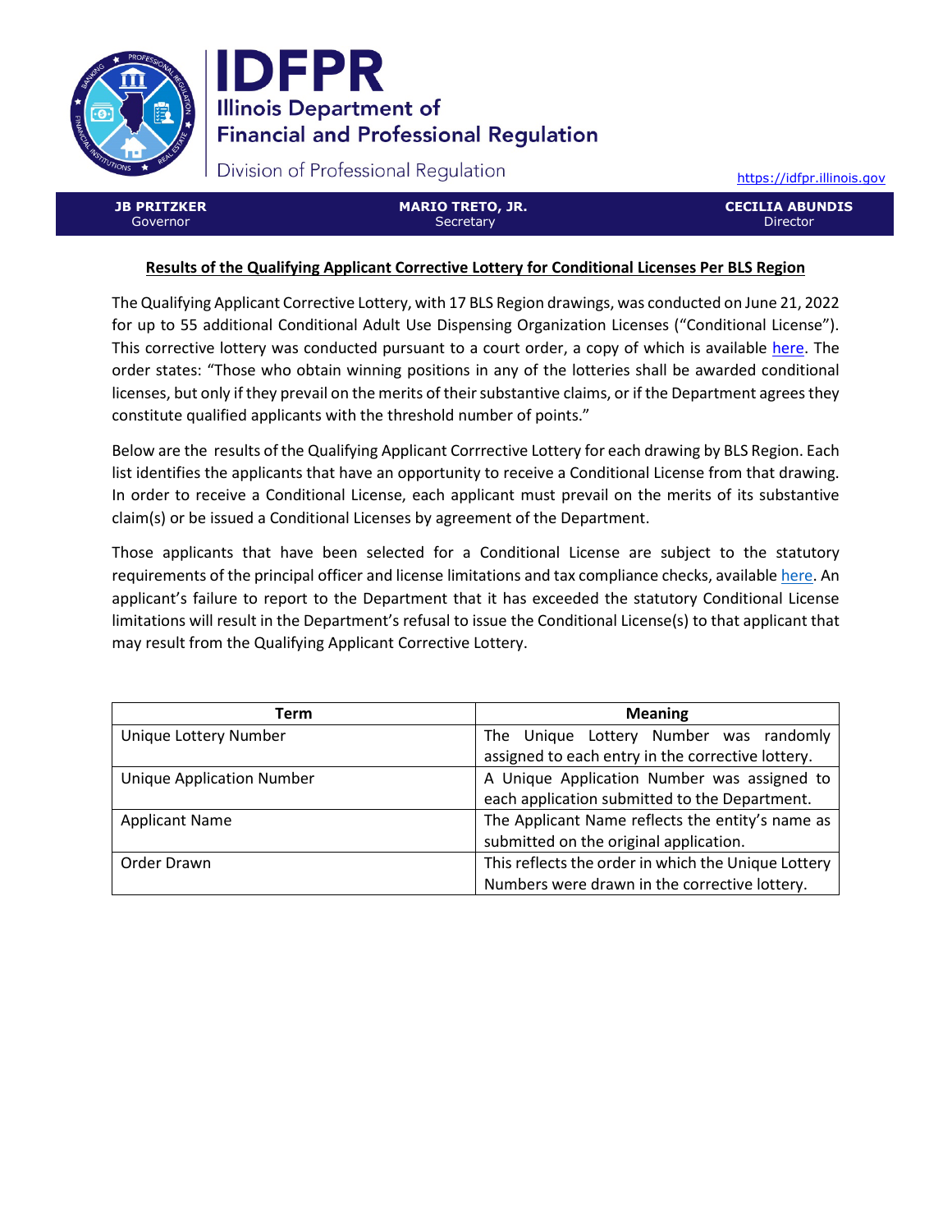# IDFPR

**Illinois Department of Financial and Professional Regulation**

Division of Professional Regulation

https://idfpr.illinois.gov

| **JB PRITZKER** Governor | **MARIO TRETO, JR.** Secretary | **CECILIA ABUNDIS** Director |
|---|---|---|

## Results of the Qualifying Applicant Corrective Lottery for Conditional Licenses Per BLS Region

The Qualifying Applicant Corrective Lottery, with 17 BLS Region drawings, was conducted on June 21, 2022 for up to 55 additional Conditional Adult Use Dispensing Organization Licenses ("Conditional License"). This corrective lottery was conducted pursuant to a court order, a copy of which is available here. The order states: "Those who obtain winning positions in any of the lotteries shall be awarded conditional licenses, but only if they prevail on the merits of their substantive claims, or if the Department agrees they constitute qualified applicants with the threshold number of points."

Below are the results of the Qualifying Applicant Corrrective Lottery for each drawing by BLS Region. Each list identifies the applicants that have an opportunity to receive a Conditional License from that drawing. In order to receive a Conditional License, each applicant must prevail on the merits of its substantive claim(s) or be issued a Conditional Licenses by agreement of the Department.

Those applicants that have been selected for a Conditional License are subject to the statutory requirements of the principal officer and license limitations and tax compliance checks, available here. An applicant's failure to report to the Department that it has exceeded the statutory Conditional License limitations will result in the Department's refusal to issue the Conditional License(s) to that applicant that may result from the Qualifying Applicant Corrective Lottery.

| Term | Meaning |
|---|---|
| Unique Lottery Number | The Unique Lottery Number was randomly assigned to each entry in the corrective lottery. |
| Unique Application Number | A Unique Application Number was assigned to each application submitted to the Department. |
| Applicant Name | The Applicant Name reflects the entity's name as submitted on the original application. |
| Order Drawn | This reflects the order in which the Unique Lottery Numbers were drawn in the corrective lottery. |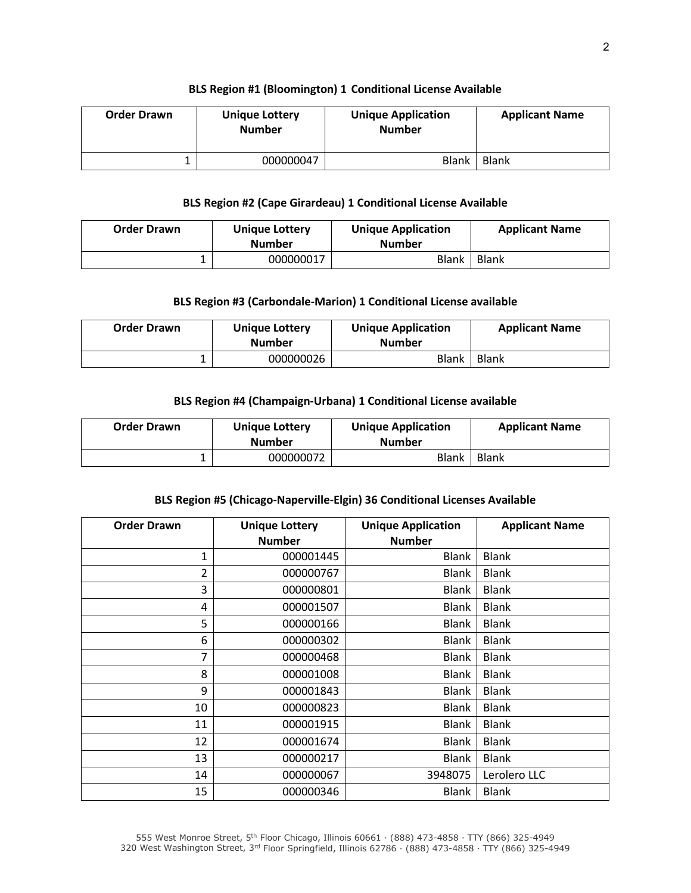**BLS Region #1 (Bloomington) 1 Conditional License Available**

| Order Drawn | Unique Lottery Number | Unique Application Number | Applicant Name |
|---|---|---|---|
| 1 | 000000047 | Blank | Blank |

**BLS Region #2 (Cape Girardeau) 1 Conditional License Available**

| Order Drawn | Unique Lottery Number | Unique Application Number | Applicant Name |
|---|---|---|---|
| 1 | 000000017 | Blank | Blank |

**BLS Region #3 (Carbondale-Marion) 1 Conditional License available**

| Order Drawn | Unique Lottery Number | Unique Application Number | Applicant Name |
|---|---|---|---|
| 1 | 000000026 | Blank | Blank |

**BLS Region #4 (Champaign-Urbana) 1 Conditional License available**

| Order Drawn | Unique Lottery Number | Unique Application Number | Applicant Name |
|---|---|---|---|
| 1 | 000000072 | Blank | Blank |

**BLS Region #5 (Chicago-Naperville-Elgin) 36 Conditional Licenses Available**

| Order Drawn | Unique Lottery Number | Unique Application Number | Applicant Name |
|---|---|---|---|
| 1 | 000001445 | Blank | Blank |
| 2 | 000000767 | Blank | Blank |
| 3 | 000000801 | Blank | Blank |
| 4 | 000001507 | Blank | Blank |
| 5 | 000000166 | Blank | Blank |
| 6 | 000000302 | Blank | Blank |
| 7 | 000000468 | Blank | Blank |
| 8 | 000001008 | Blank | Blank |
| 9 | 000001843 | Blank | Blank |
| 10 | 000000823 | Blank | Blank |
| 11 | 000001915 | Blank | Blank |
| 12 | 000001674 | Blank | Blank |
| 13 | 000000217 | Blank | Blank |
| 14 | 000000067 | 3948075 | Lerolero LLC |
| 15 | 000000346 | Blank | Blank |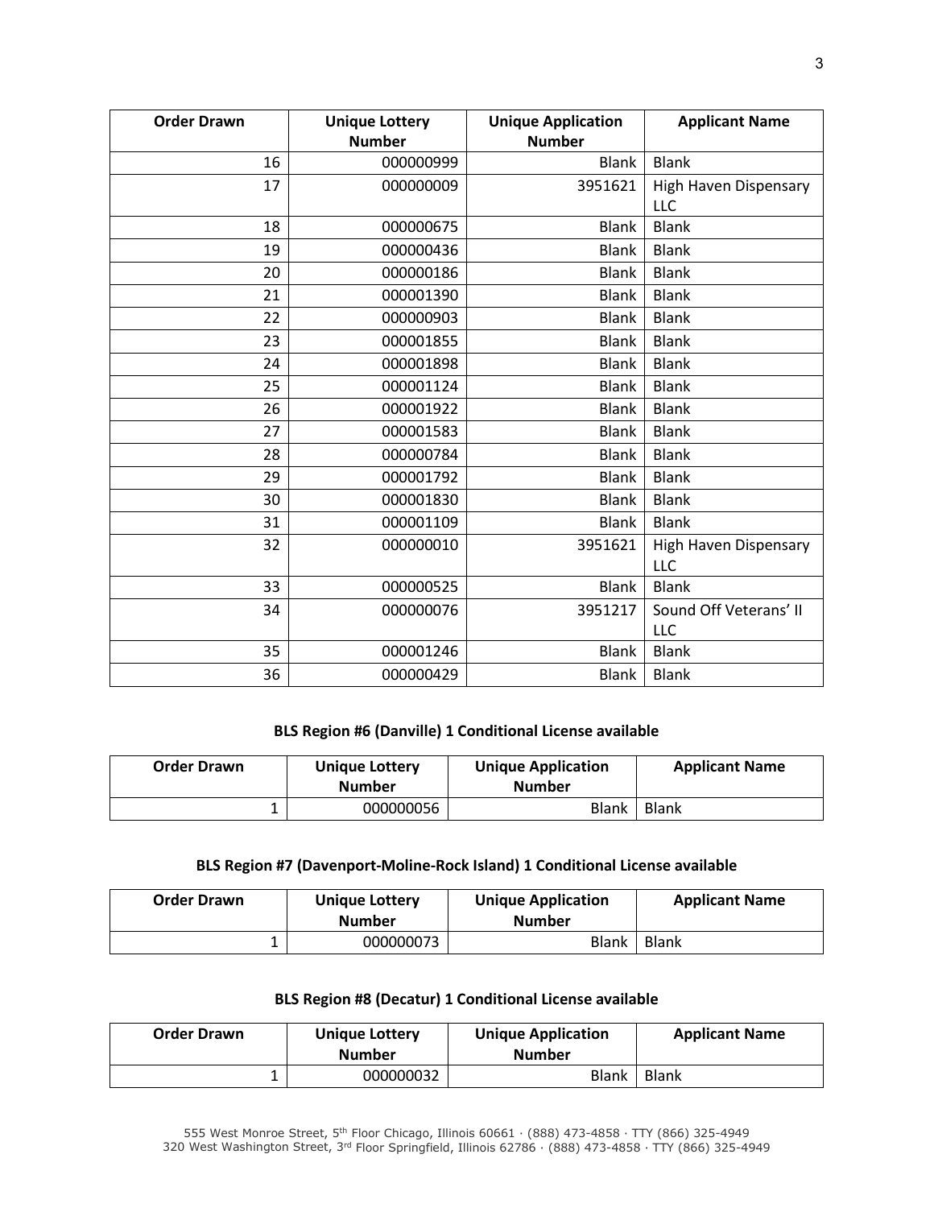| Order Drawn | Unique Lottery Number | Unique Application Number | Applicant Name |
|---|---|---|---|
| 16 | 000000999 | Blank | Blank |
| 17 | 000000009 | 3951621 | High Haven Dispensary LLC |
| 18 | 000000675 | Blank | Blank |
| 19 | 000000436 | Blank | Blank |
| 20 | 000000186 | Blank | Blank |
| 21 | 000001390 | Blank | Blank |
| 22 | 000000903 | Blank | Blank |
| 23 | 000001855 | Blank | Blank |
| 24 | 000001898 | Blank | Blank |
| 25 | 000001124 | Blank | Blank |
| 26 | 000001922 | Blank | Blank |
| 27 | 000001583 | Blank | Blank |
| 28 | 000000784 | Blank | Blank |
| 29 | 000001792 | Blank | Blank |
| 30 | 000001830 | Blank | Blank |
| 31 | 000001109 | Blank | Blank |
| 32 | 000000010 | 3951621 | High Haven Dispensary LLC |
| 33 | 000000525 | Blank | Blank |
| 34 | 000000076 | 3951217 | Sound Off Veterans' II LLC |
| 35 | 000001246 | Blank | Blank |
| 36 | 000000429 | Blank | Blank |

**BLS Region #6 (Danville) 1 Conditional License available**

| Order Drawn | Unique Lottery Number | Unique Application Number | Applicant Name |
|---|---|---|---|
| 1 | 000000056 | Blank | Blank |

**BLS Region #7 (Davenport-Moline-Rock Island) 1 Conditional License available**

| Order Drawn | Unique Lottery Number | Unique Application Number | Applicant Name |
|---|---|---|---|
| 1 | 000000073 | Blank | Blank |

**BLS Region #8 (Decatur) 1 Conditional License available**

| Order Drawn | Unique Lottery Number | Unique Application Number | Applicant Name |
|---|---|---|---|
| 1 | 000000032 | Blank | Blank |

555 West Monroe Street, 5th Floor Chicago, Illinois 60661 · (888) 473-4858 · TTY (866) 325-4949
320 West Washington Street, 3rd Floor Springfield, Illinois 62786 · (888) 473-4858 · TTY (866) 325-4949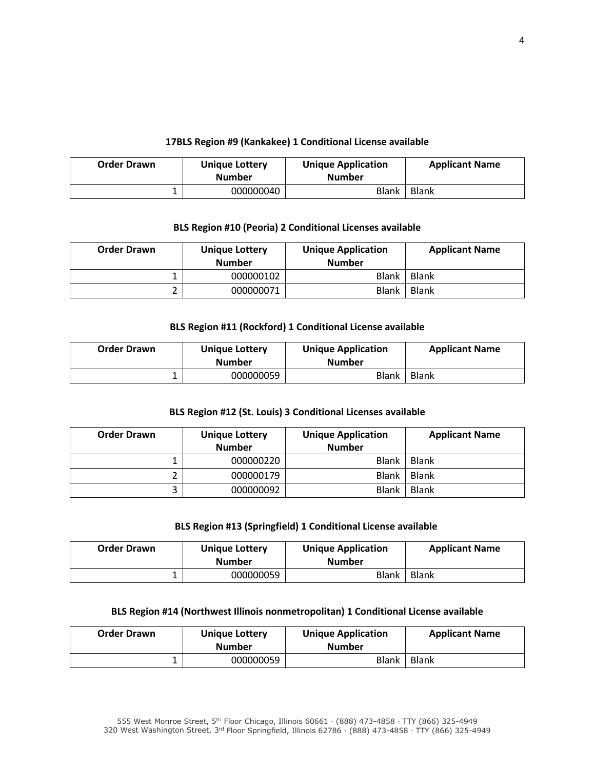**17BLS Region #9 (Kankakee) 1 Conditional License available**

| Order Drawn | Unique Lottery Number | Unique Application Number | Applicant Name |
|---|---|---|---|
| 1 | 000000040 | Blank | Blank |

**BLS Region #10 (Peoria) 2 Conditional Licenses available**

| Order Drawn | Unique Lottery Number | Unique Application Number | Applicant Name |
|---|---|---|---|
| 1 | 000000102 | Blank | Blank |
| 2 | 000000071 | Blank | Blank |

**BLS Region #11 (Rockford) 1 Conditional License available**

| Order Drawn | Unique Lottery Number | Unique Application Number | Applicant Name |
|---|---|---|---|
| 1 | 000000059 | Blank | Blank |

**BLS Region #12 (St. Louis) 3 Conditional Licenses available**

| Order Drawn | Unique Lottery Number | Unique Application Number | Applicant Name |
|---|---|---|---|
| 1 | 000000220 | Blank | Blank |
| 2 | 000000179 | Blank | Blank |
| 3 | 000000092 | Blank | Blank |

**BLS Region #13 (Springfield) 1 Conditional License available**

| Order Drawn | Unique Lottery Number | Unique Application Number | Applicant Name |
|---|---|---|---|
| 1 | 000000059 | Blank | Blank |

**BLS Region #14 (Northwest Illinois nonmetropolitan) 1 Conditional License available**

| Order Drawn | Unique Lottery Number | Unique Application Number | Applicant Name |
|---|---|---|---|
| 1 | 000000059 | Blank | Blank |

555 West Monroe Street, 5th Floor Chicago, Illinois 60661 · (888) 473-4858 · TTY (866) 325-4949
320 West Washington Street, 3rd Floor Springfield, Illinois 62786 · (888) 473-4858 · TTY (866) 325-4949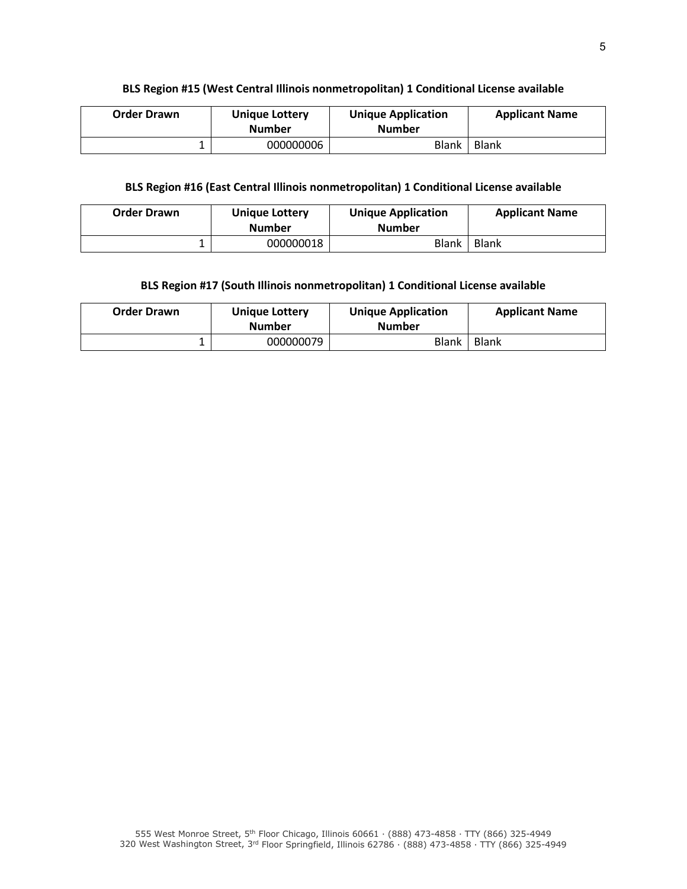**BLS Region #15 (West Central Illinois nonmetropolitan) 1 Conditional License available**

| Order Drawn | Unique Lottery Number | Unique Application Number | Applicant Name |
|---|---|---|---|
| 1 | 000000006 | Blank | Blank |

**BLS Region #16 (East Central Illinois nonmetropolitan) 1 Conditional License available**

| Order Drawn | Unique Lottery Number | Unique Application Number | Applicant Name |
|---|---|---|---|
| 1 | 000000018 | Blank | Blank |

**BLS Region #17 (South Illinois nonmetropolitan) 1 Conditional License available**

| Order Drawn | Unique Lottery Number | Unique Application Number | Applicant Name |
|---|---|---|---|
| 1 | 000000079 | Blank | Blank |